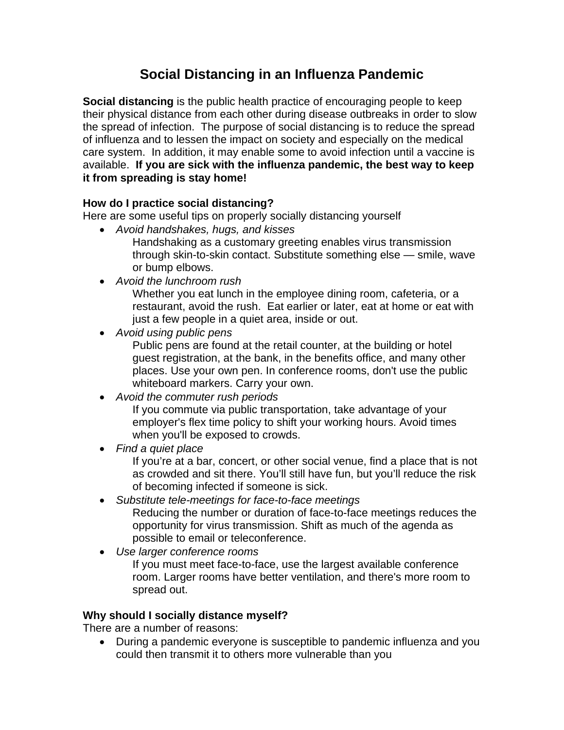# Social Distancing in an Influenza Pandemic

**Social distancing** is the public health practice of encouraging people to keep their physical distance from each other during disease outbreaks in order to slow the spread of infection. The purpose of social distancing is to reduce the spread of influenza and to lessen the impact on society and especially on the medical care system. In addition, it may enable some to avoid infection until a vaccine is available. **If you are sick with the influenza pandemic, the best way to keep it from spreading is stay home!**

**How do I practice social distancing?**
Here are some useful tips on properly socially distancing yourself

- *Avoid handshakes, hugs, and kisses*
  Handshaking as a customary greeting enables virus transmission through skin-to-skin contact. Substitute something else — smile, wave or bump elbows.
- *Avoid the lunchroom rush*
  Whether you eat lunch in the employee dining room, cafeteria, or a restaurant, avoid the rush. Eat earlier or later, eat at home or eat with just a few people in a quiet area, inside or out.
- *Avoid using public pens*
  Public pens are found at the retail counter, at the building or hotel guest registration, at the bank, in the benefits office, and many other places. Use your own pen. In conference rooms, don't use the public whiteboard markers. Carry your own.
- *Avoid the commuter rush periods*
  If you commute via public transportation, take advantage of your employer's flex time policy to shift your working hours. Avoid times when you'll be exposed to crowds.
- *Find a quiet place*
  If you're at a bar, concert, or other social venue, find a place that is not as crowded and sit there. You'll still have fun, but you'll reduce the risk of becoming infected if someone is sick.
- *Substitute tele-meetings for face-to-face meetings*
  Reducing the number or duration of face-to-face meetings reduces the opportunity for virus transmission. Shift as much of the agenda as possible to email or teleconference.
- *Use larger conference rooms*
  If you must meet face-to-face, use the largest available conference room. Larger rooms have better ventilation, and there's more room to spread out.

**Why should I socially distance myself?**
There are a number of reasons:

- During a pandemic everyone is susceptible to pandemic influenza and you could then transmit it to others more vulnerable than you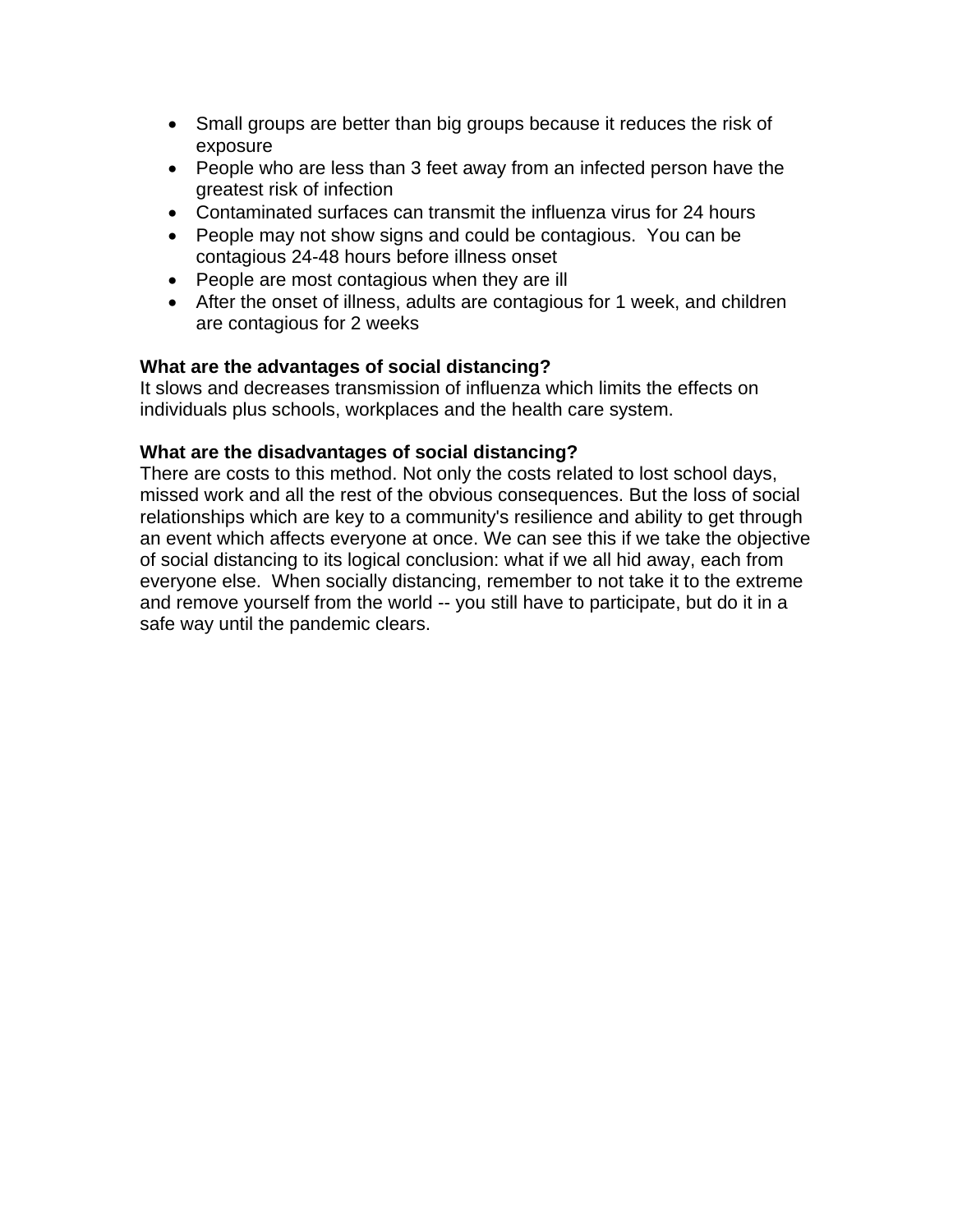- Small groups are better than big groups because it reduces the risk of exposure
- People who are less than 3 feet away from an infected person have the greatest risk of infection
- Contaminated surfaces can transmit the influenza virus for 24 hours
- People may not show signs and could be contagious. You can be contagious 24-48 hours before illness onset
- People are most contagious when they are ill
- After the onset of illness, adults are contagious for 1 week, and children are contagious for 2 weeks

**What are the advantages of social distancing?**
It slows and decreases transmission of influenza which limits the effects on individuals plus schools, workplaces and the health care system.

**What are the disadvantages of social distancing?**
There are costs to this method. Not only the costs related to lost school days, missed work and all the rest of the obvious consequences. But the loss of social relationships which are key to a community's resilience and ability to get through an event which affects everyone at once. We can see this if we take the objective of social distancing to its logical conclusion: what if we all hid away, each from everyone else. When socially distancing, remember to not take it to the extreme and remove yourself from the world -- you still have to participate, but do it in a safe way until the pandemic clears.